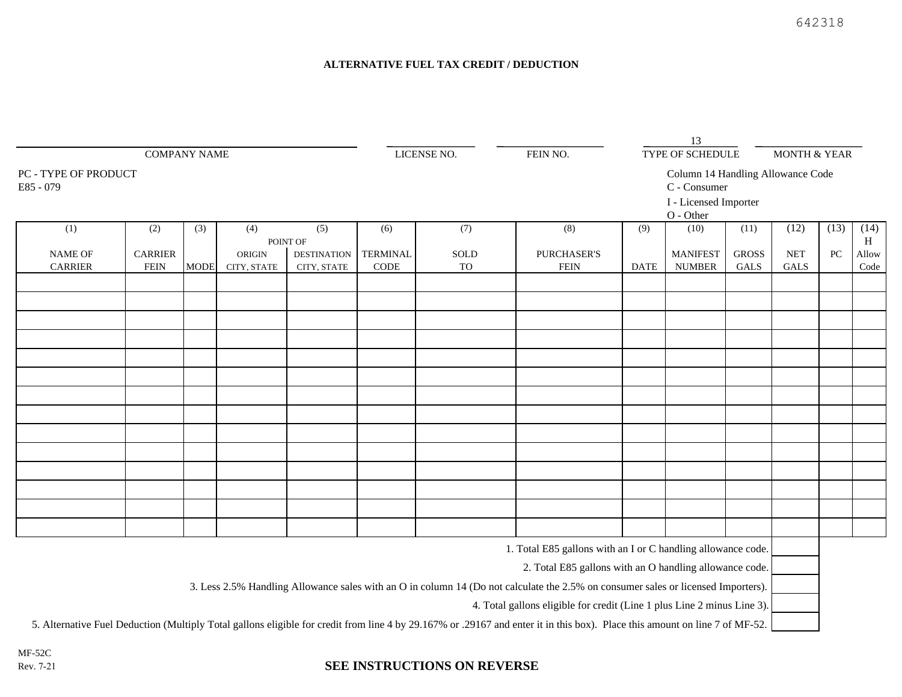642318

# ALTERNATIVE FUEL TAX CREDIT / DEDUCTION

| COMPANY NAME | LICENSE NO. | FEIN NO. | TYPE OF SCHEDULE | MONTH & YEAR |
|---|---|---|---|---|
| | | | 13 | |

PC - TYPE OF PRODUCT
E85 - 079

Column 14 Handling Allowance Code
C - Consumer
I - Licensed Importer
O - Other

| (1) NAME OF CARRIER | (2) CARRIER FEIN | (3) MODE | (4) POINT OF ORIGIN CITY, STATE | (5) POINT OF DESTINATION CITY, STATE | (6) TERMINAL CODE | (7) SOLD TO | (8) PURCHASER'S FEIN | (9) DATE | (10) MANIFEST NUMBER | (11) GROSS GALS | (12) NET GALS | (13) PC | (14) H Allow Code |
|---|---|---|---|---|---|---|---|---|---|---|---|---|---|
| | | | | | | | | | | | | | |
| | | | | | | | | | | | | | |
| | | | | | | | | | | | | | |
| | | | | | | | | | | | | | |
| | | | | | | | | | | | | | |
| | | | | | | | | | | | | | |
| | | | | | | | | | | | | | |
| | | | | | | | | | | | | | |
| | | | | | | | | | | | | | |
| | | | | | | | | | | | | | |
| | | | | | | | | | | | | | |
| | | | | | | | | | | | | | |
| | | | | | | | | | | | | | |
| | | | | | | | | | | | | | |

| | |
|---|---|
| 1. Total E85 gallons with an I or C handling allowance code. | |
| 2. Total E85 gallons with an O handling allowance code. | |
| 3. Less 2.5% Handling Allowance sales with an O in column 14 (Do not calculate the 2.5% on consumer sales or licensed Importers). | |
| 4. Total gallons eligible for credit (Line 1 plus Line 2 minus Line 3). | |
| 5. Alternative Fuel Deduction (Multiply Total gallons eligible for credit from line 4 by 29.167% or .29167 and enter it in this box). Place this amount on line 7 of MF-52. | |

MF-52C
Rev. 7-21

**SEE INSTRUCTIONS ON REVERSE**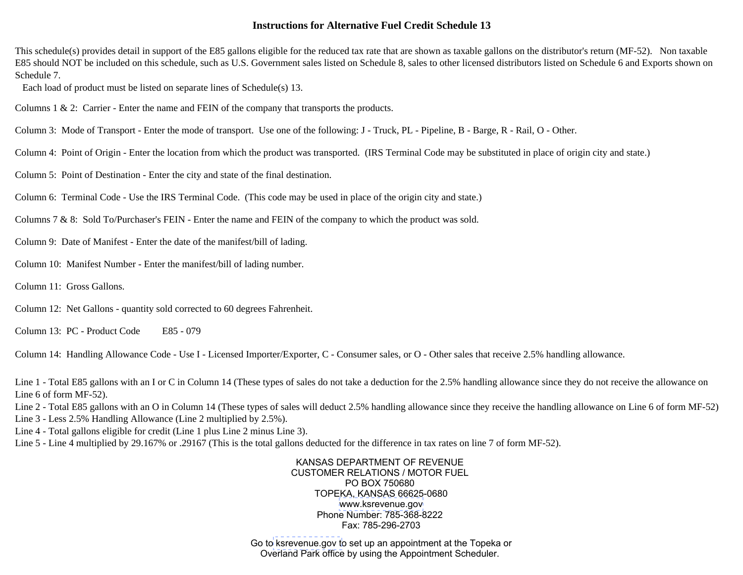# Instructions for Alternative Fuel Credit Schedule 13

This schedule(s) provides detail in support of the E85 gallons eligible for the reduced tax rate that are shown as taxable gallons on the distributor's return (MF-52). Non taxable E85 should NOT be included on this schedule, such as U.S. Government sales listed on Schedule 8, sales to other licensed distributors listed on Schedule 6 and Exports shown on Schedule 7.

Each load of product must be listed on separate lines of Schedule(s) 13.

Columns 1 & 2: Carrier - Enter the name and FEIN of the company that transports the products.

Column 3: Mode of Transport - Enter the mode of transport. Use one of the following: J - Truck, PL - Pipeline, B - Barge, R - Rail, O - Other.

Column 4: Point of Origin - Enter the location from which the product was transported. (IRS Terminal Code may be substituted in place of origin city and state.)

Column 5: Point of Destination - Enter the city and state of the final destination.

Column 6: Terminal Code - Use the IRS Terminal Code. (This code may be used in place of the origin city and state.)

Columns 7 & 8: Sold To/Purchaser's FEIN - Enter the name and FEIN of the company to which the product was sold.

Column 9: Date of Manifest - Enter the date of the manifest/bill of lading.

Column 10: Manifest Number - Enter the manifest/bill of lading number.

Column 11: Gross Gallons.

Column 12: Net Gallons - quantity sold corrected to 60 degrees Fahrenheit.

Column 13: PC - Product Code E85 - 079

Column 14: Handling Allowance Code - Use I - Licensed Importer/Exporter, C - Consumer sales, or O - Other sales that receive 2.5% handling allowance.

Line 1 - Total E85 gallons with an I or C in Column 14 (These types of sales do not take a deduction for the 2.5% handling allowance since they do not receive the allowance on Line 6 of form MF-52).
Line 2 - Total E85 gallons with an O in Column 14 (These types of sales will deduct 2.5% handling allowance since they receive the handling allowance on Line 6 of form MF-52)
Line 3 - Less 2.5% Handling Allowance (Line 2 multiplied by 2.5%).
Line 4 - Total gallons eligible for credit (Line 1 plus Line 2 minus Line 3).
Line 5 - Line 4 multiplied by 29.167% or .29167 (This is the total gallons deducted for the difference in tax rates on line 7 of form MF-52).

KANSAS DEPARTMENT OF REVENUE
CUSTOMER RELATIONS / MOTOR FUEL
PO BOX 750680
TOPEKA, KANSAS 66625-0680
www.ksrevenue.gov
Phone Number: 785-368-8222
Fax: 785-296-2703

Go to ksrevenue.gov to set up an appointment at the Topeka or Overland Park office by using the Appointment Scheduler.